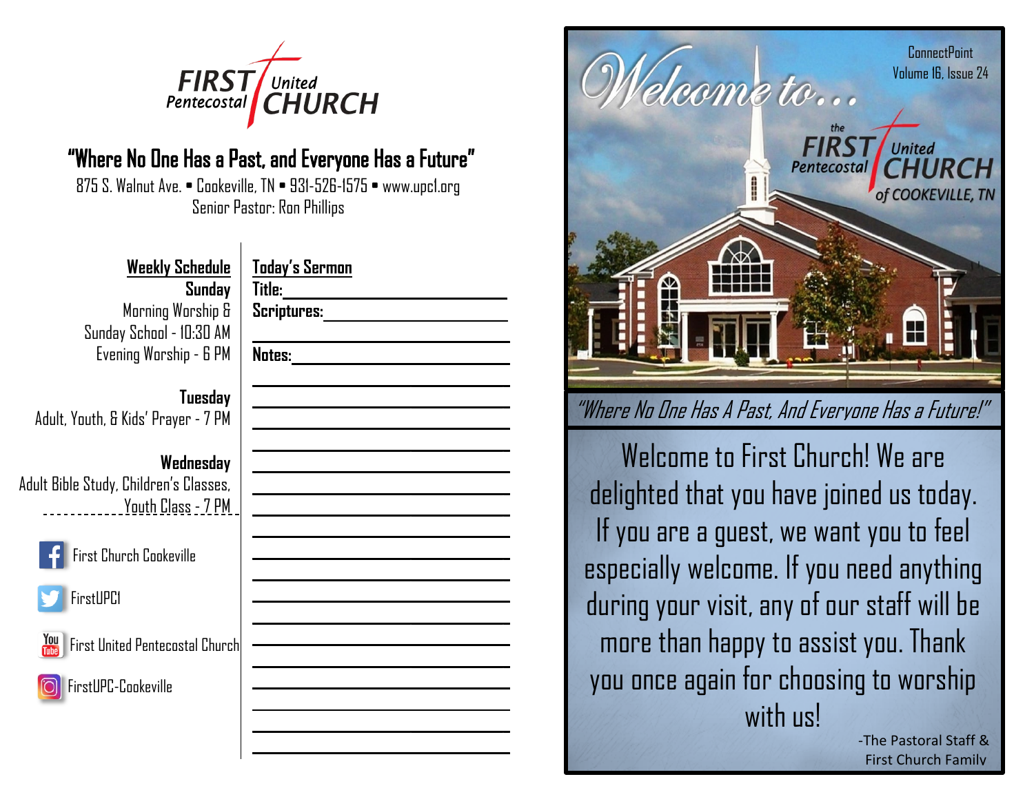# FIRST United Pentecostal CHURCH

## "Where No One Has a Past, and Everyone Has a Future"

875 S. Walnut Ave. • Cookeville, TN • 931-526-1575 • www.upcl.org
Senior Pastor: Ron Phillips

### Weekly Schedule

**Sunday**
Morning Worship & Sunday School - 10:30 AM
Evening Worship - 6 PM

**Tuesday**
Adult, Youth, & Kids' Prayer - 7 PM

**Wednesday**
Adult Bible Study, Children's Classes, Youth Class - 7 PM

First Church Cookeville

FirstUPC1

First United Pentecostal Church

FirstUPC-Cookeville

### Today's Sermon

**Title:** ____________________

**Scriptures:** ____________________

____________________

**Notes:** ____________________

____________________

____________________

____________________

____________________

____________________

____________________

____________________

____________________

____________________

____________________

____________________

____________________

____________________

____________________

____________________

____________________

____________________

ConnectPoint
Volume 16, Issue 24

# Welcome to...

## the FIRST United Pentecostal CHURCH of COOKEVILLE, TN

*"Where No One Has A Past, And Everyone Has a Future!"*

Welcome to First Church! We are delighted that you have joined us today. If you are a guest, we want you to feel especially welcome. If you need anything during your visit, any of our staff will be more than happy to assist you. Thank you once again for choosing to worship with us!

-The Pastoral Staff & First Church Family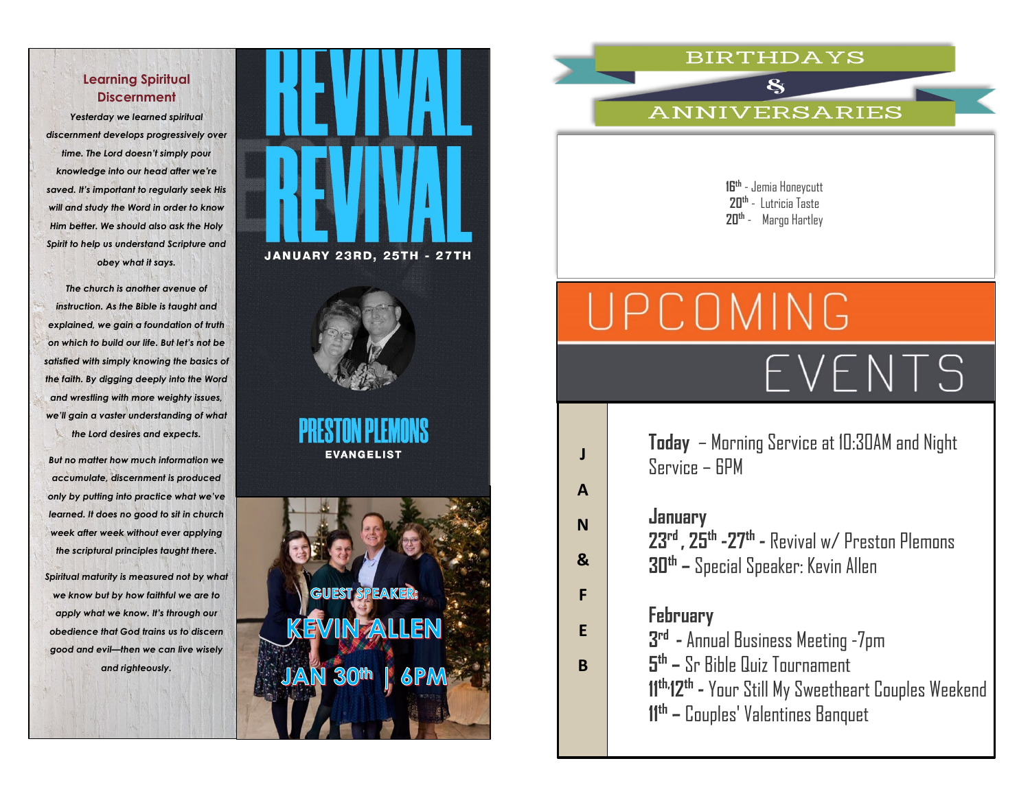## Learning Spiritual Discernment

*Yesterday we learned spiritual discernment develops progressively over time. The Lord doesn't simply pour knowledge into our head after we're saved. It's important to regularly seek His will and study the Word in order to know Him better. We should also ask the Holy Spirit to help us understand Scripture and obey what it says.*

*The church is another avenue of instruction. As the Bible is taught and explained, we gain a foundation of truth on which to build our life. But let's not be satisfied with simply knowing the basics of the faith. By digging deeply into the Word and wrestling with more weighty issues, we'll gain a vaster understanding of what the Lord desires and expects.*

*But no matter how much information we accumulate, discernment is produced only by putting into practice what we've learned. It does no good to sit in church week after week without ever applying the scriptural principles taught there.*

*Spiritual maturity is measured not by what we know but by how faithful we are to apply what we know. It's through our obedience that God trains us to discern good and evil—then we can live wisely and righteously.*

# REVIVAL

**JANUARY 23RD, 25TH - 27TH**

**PRESTON PLEMONS**
EVANGELIST

**GUEST SPEAKER:**
**KEVIN ALLEN**
**JAN 30th | 6PM**

## BIRTHDAYS & ANNIVERSARIES

16th - Jemia Honeycutt
20th - Lutricia Taste
20th - Margo Hartley

## UPCOMING EVENTS

JAN & FEB

**Today** – Morning Service at 10:30AM and Night Service – 6PM

**January**
**23rd, 25th -27th** - Revival w/ Preston Plemons
**30th** – Special Speaker: Kevin Allen

**February**
**3rd** - Annual Business Meeting -7pm
**5th** – Sr Bible Quiz Tournament
**11th,12th** - Your Still My Sweetheart Couples Weekend
**11th** – Couples' Valentines Banquet